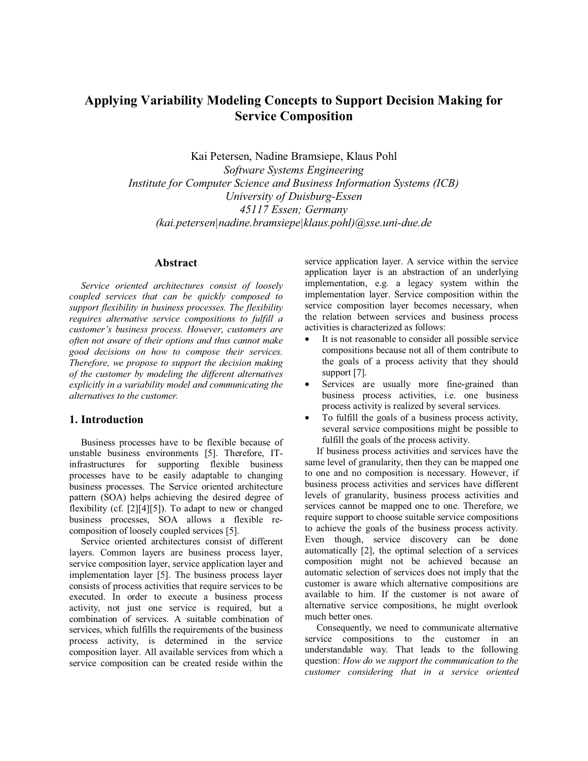# Applying Variability Modeling Concepts to Support Decision Making for Service Composition

Kai Petersen, Nadine Bramsiepe, Klaus Pohl
*Software Systems Engineering*
*Institute for Computer Science and Business Information Systems (ICB)*
*University of Duisburg-Essen*
*45117 Essen; Germany*
*(kai.petersen|nadine.bramsiepe|klaus.pohl)@sse.uni-due.de*

## Abstract

*Service oriented architectures consist of loosely coupled services that can be quickly composed to support flexibility in business processes. The flexibility requires alternative service compositions to fulfill a customer's business process. However, customers are often not aware of their options and thus cannot make good decisions on how to compose their services. Therefore, we propose to support the decision making of the customer by modeling the different alternatives explicitly in a variability model and communicating the alternatives to the customer.*

## 1. Introduction

Business processes have to be flexible because of unstable business environments [5]. Therefore, IT-infrastructures for supporting flexible business processes have to be easily adaptable to changing business processes. The Service oriented architecture pattern (SOA) helps achieving the desired degree of flexibility (cf. [2][4][5]). To adapt to new or changed business processes, SOA allows a flexible re-composition of loosely coupled services [5].

Service oriented architectures consist of different layers. Common layers are business process layer, service composition layer, service application layer and implementation layer [5]. The business process layer consists of process activities that require services to be executed. In order to execute a business process activity, not just one service is required, but a combination of services. A suitable combination of services, which fulfills the requirements of the business process activity, is determined in the service composition layer. All available services from which a service composition can be created reside within the service application layer. A service within the service application layer is an abstraction of an underlying implementation, e.g. a legacy system within the implementation layer. Service composition within the service composition layer becomes necessary, when the relation between services and business process activities is characterized as follows:

- It is not reasonable to consider all possible service compositions because not all of them contribute to the goals of a process activity that they should support [7].
- Services are usually more fine-grained than business process activities, i.e. one business process activity is realized by several services.
- To fulfill the goals of a business process activity, several service compositions might be possible to fulfill the goals of the process activity.

If business process activities and services have the same level of granularity, then they can be mapped one to one and no composition is necessary. However, if business process activities and services have different levels of granularity, business process activities and services cannot be mapped one to one. Therefore, we require support to choose suitable service compositions to achieve the goals of the business process activity. Even though, service discovery can be done automatically [2], the optimal selection of a services composition might not be achieved because an automatic selection of services does not imply that the customer is aware which alternative compositions are available to him. If the customer is not aware of alternative service compositions, he might overlook much better ones.

Consequently, we need to communicate alternative service compositions to the customer in an understandable way. That leads to the following question: *How do we support the communication to the customer considering that in a service oriented*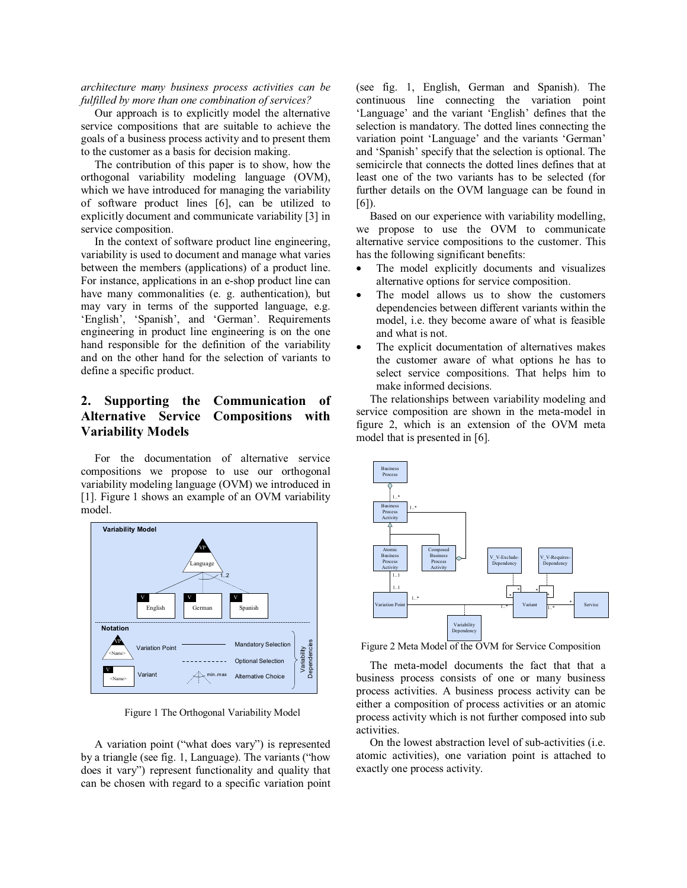*architecture many business process activities can be fulfilled by more than one combination of services?*

Our approach is to explicitly model the alternative service compositions that are suitable to achieve the goals of a business process activity and to present them to the customer as a basis for decision making.

The contribution of this paper is to show, how the orthogonal variability modeling language (OVM), which we have introduced for managing the variability of software product lines [6], can be utilized to explicitly document and communicate variability [3] in service composition.

In the context of software product line engineering, variability is used to document and manage what varies between the members (applications) of a product line. For instance, applications in an e-shop product line can have many commonalities (e. g. authentication), but may vary in terms of the supported language, e.g. 'English', 'Spanish', and 'German'. Requirements engineering in product line engineering is on the one hand responsible for the definition of the variability and on the other hand for the selection of variants to define a specific product.

## 2. Supporting the Communication of Alternative Service Compositions with Variability Models

For the documentation of alternative service compositions we propose to use our orthogonal variability modeling language (OVM) we introduced in [1]. Figure 1 shows an example of an OVM variability model.

Figure 1 The Orthogonal Variability Model

A variation point ("what does vary") is represented by a triangle (see fig. 1, Language). The variants ("how does it vary") represent functionality and quality that can be chosen with regard to a specific variation point (see fig. 1, English, German and Spanish). The continuous line connecting the variation point 'Language' and the variant 'English' defines that the selection is mandatory. The dotted lines connecting the variation point 'Language' and the variants 'German' and 'Spanish' specify that the selection is optional. The semicircle that connects the dotted lines defines that at least one of the two variants has to be selected (for further details on the OVM language can be found in [6]).

Based on our experience with variability modelling, we propose to use the OVM to communicate alternative service compositions to the customer. This has the following significant benefits:

- The model explicitly documents and visualizes alternative options for service composition.
- The model allows us to show the customers dependencies between different variants within the model, i.e. they become aware of what is feasible and what is not.
- The explicit documentation of alternatives makes the customer aware of what options he has to select service compositions. That helps him to make informed decisions.

The relationships between variability modeling and service composition are shown in the meta-model in figure 2, which is an extension of the OVM meta model that is presented in [6].

Figure 2 Meta Model of the OVM for Service Composition

The meta-model documents the fact that that a business process consists of one or many business process activities. A business process activity can be either a composition of process activities or an atomic process activity which is not further composed into sub activities.

On the lowest abstraction level of sub-activities (i.e. atomic activities), one variation point is attached to exactly one process activity.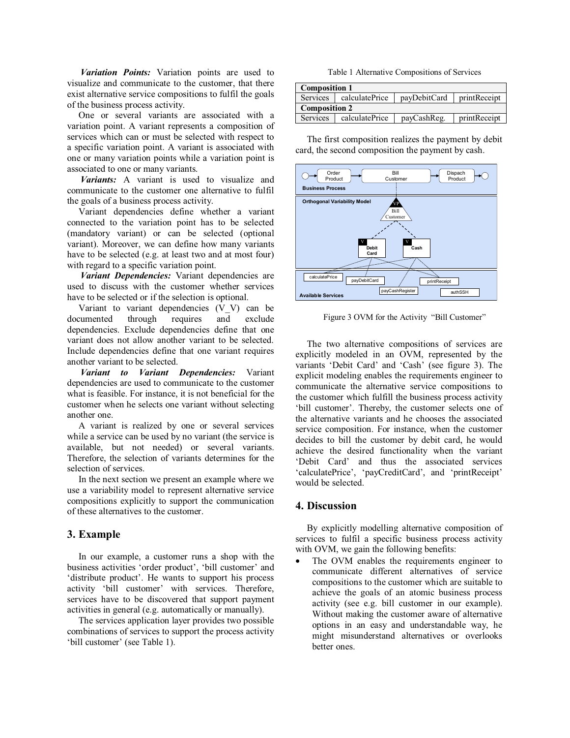***Variation Points:*** Variation points are used to visualize and communicate to the customer, that there exist alternative service compositions to fulfil the goals of the business process activity.

One or several variants are associated with a variation point. A variant represents a composition of services which can or must be selected with respect to a specific variation point. A variant is associated with one or many variation points while a variation point is associated to one or many variants.

***Variants:*** A variant is used to visualize and communicate to the customer one alternative to fulfil the goals of a business process activity.

Variant dependencies define whether a variant connected to the variation point has to be selected (mandatory variant) or can be selected (optional variant). Moreover, we can define how many variants have to be selected (e.g. at least two and at most four) with regard to a specific variation point.

***Variant Dependencies:*** Variant dependencies are used to discuss with the customer whether services have to be selected or if the selection is optional.

Variant to variant dependencies (V_V) can be documented through requires and exclude dependencies. Exclude dependencies define that one variant does not allow another variant to be selected. Include dependencies define that one variant requires another variant to be selected.

***Variant to Variant Dependencies:*** Variant dependencies are used to communicate to the customer what is feasible. For instance, it is not beneficial for the customer when he selects one variant without selecting another one.

A variant is realized by one or several services while a service can be used by no variant (the service is available, but not needed) or several variants. Therefore, the selection of variants determines for the selection of services.

In the next section we present an example where we use a variability model to represent alternative service compositions explicitly to support the communication of these alternatives to the customer.

## 3. Example

In our example, a customer runs a shop with the business activities 'order product', 'bill customer' and 'distribute product'. He wants to support his process activity 'bill customer' with services. Therefore, services have to be discovered that support payment activities in general (e.g. automatically or manually).

The services application layer provides two possible combinations of services to support the process activity 'bill customer' (see Table 1).

Table 1 Alternative Compositions of Services

| **Composition 1** | | | |
|---|---|---|---|
| Services | calculatePrice | payDebitCard | printReceipt |
| **Composition 2** | | | |
| Services | calculatePrice | payCashReg. | printReceipt |

The first composition realizes the payment by debit card, the second composition the payment by cash.

Figure 3 OVM for the Activity "Bill Customer"

The two alternative compositions of services are explicitly modeled in an OVM, represented by the variants 'Debit Card' and 'Cash' (see figure 3). The explicit modeling enables the requirements engineer to communicate the alternative service compositions to the customer which fulfill the business process activity 'bill customer'. Thereby, the customer selects one of the alternative variants and he chooses the associated service composition. For instance, when the customer decides to bill the customer by debit card, he would achieve the desired functionality when the variant 'Debit Card' and thus the associated services 'calculatePrice', 'payCreditCard', and 'printReceipt' would be selected.

## 4. Discussion

By explicitly modelling alternative composition of services to fulfil a specific business process activity with OVM, we gain the following benefits:

- The OVM enables the requirements engineer to communicate different alternatives of service compositions to the customer which are suitable to achieve the goals of an atomic business process activity (see e.g. bill customer in our example). Without making the customer aware of alternative options in an easy and understandable way, he might misunderstand alternatives or overlooks better ones.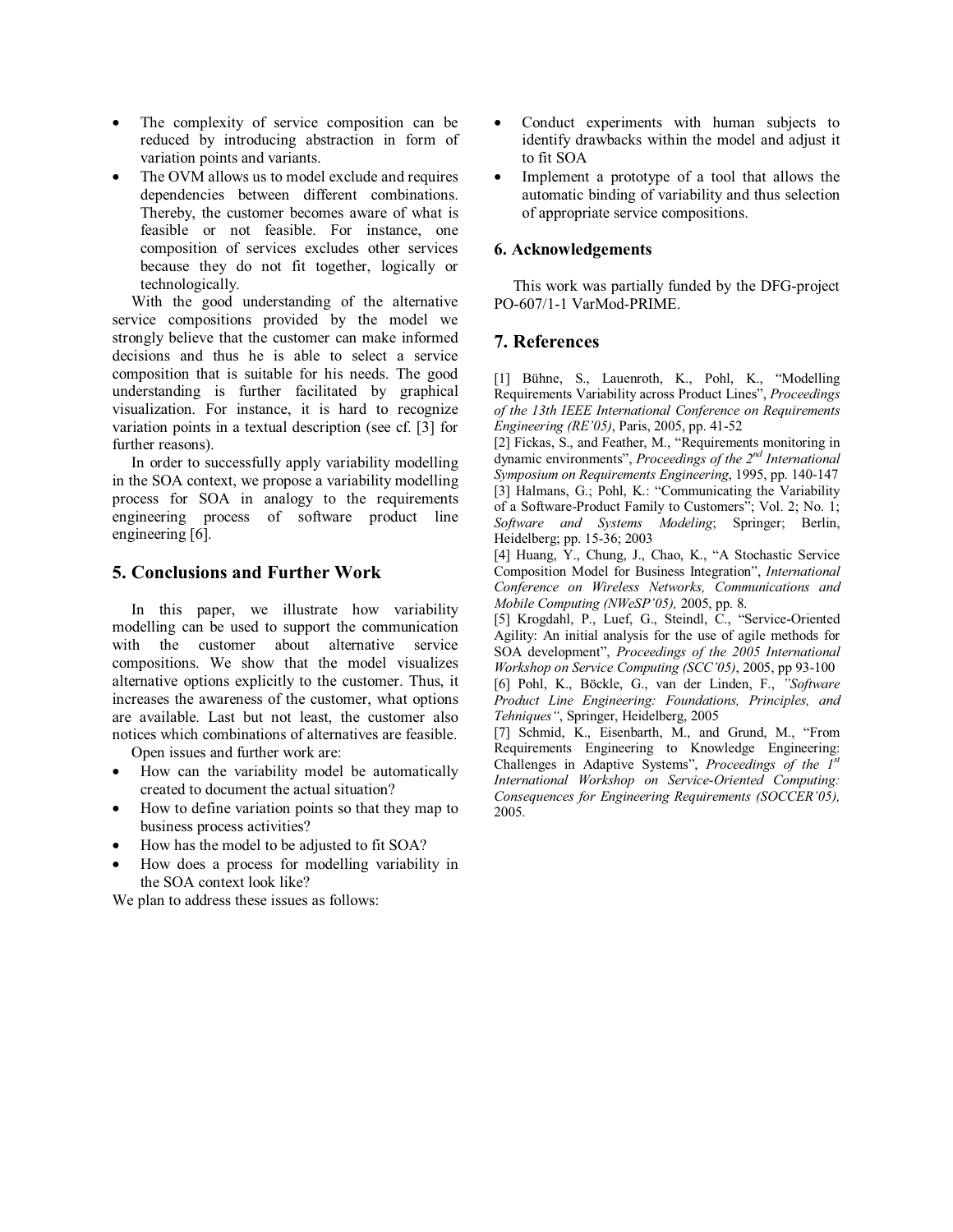- The complexity of service composition can be reduced by introducing abstraction in form of variation points and variants.
- The OVM allows us to model exclude and requires dependencies between different combinations. Thereby, the customer becomes aware of what is feasible or not feasible. For instance, one composition of services excludes other services because they do not fit together, logically or technologically.

With the good understanding of the alternative service compositions provided by the model we strongly believe that the customer can make informed decisions and thus he is able to select a service composition that is suitable for his needs. The good understanding is further facilitated by graphical visualization. For instance, it is hard to recognize variation points in a textual description (see cf. [3] for further reasons).

In order to successfully apply variability modelling in the SOA context, we propose a variability modelling process for SOA in analogy to the requirements engineering process of software product line engineering [6].

## 5. Conclusions and Further Work

In this paper, we illustrate how variability modelling can be used to support the communication with the customer about alternative service compositions. We show that the model visualizes alternative options explicitly to the customer. Thus, it increases the awareness of the customer, what options are available. Last but not least, the customer also notices which combinations of alternatives are feasible.

Open issues and further work are:

- How can the variability model be automatically created to document the actual situation?
- How to define variation points so that they map to business process activities?
- How has the model to be adjusted to fit SOA?
- How does a process for modelling variability in the SOA context look like?

We plan to address these issues as follows:

- Conduct experiments with human subjects to identify drawbacks within the model and adjust it to fit SOA
- Implement a prototype of a tool that allows the automatic binding of variability and thus selection of appropriate service compositions.

## 6. Acknowledgements

This work was partially funded by the DFG-project PO-607/1-1 VarMod-PRIME.

## 7. References

[1] Bühne, S., Lauenroth, K., Pohl, K., "Modelling Requirements Variability across Product Lines", *Proceedings of the 13th IEEE International Conference on Requirements Engineering (RE'05)*, Paris, 2005, pp. 41-52

[2] Fickas, S., and Feather, M., "Requirements monitoring in dynamic environments", *Proceedings of the 2nd International Symposium on Requirements Engineering*, 1995, pp. 140-147

[3] Halmans, G.; Pohl, K.: "Communicating the Variability of a Software-Product Family to Customers"; Vol. 2; No. 1; *Software and Systems Modeling*; Springer; Berlin, Heidelberg; pp. 15-36; 2003

[4] Huang, Y., Chung, J., Chao, K., "A Stochastic Service Composition Model for Business Integration", *International Conference on Wireless Networks, Communications and Mobile Computing (NWeSP'05),* 2005, pp. 8.

[5] Krogdahl, P., Luef, G., Steindl, C., "Service-Oriented Agility: An initial analysis for the use of agile methods for SOA development", *Proceedings of the 2005 International Workshop on Service Computing (SCC'05)*, 2005, pp 93-100

[6] Pohl, K., Böckle, G., van der Linden, F., *"Software Product Line Engineering: Foundations, Principles, and Tehniques"*, Springer, Heidelberg, 2005

[7] Schmid, K., Eisenbarth, M., and Grund, M., "From Requirements Engineering to Knowledge Engineering: Challenges in Adaptive Systems", *Proceedings of the 1st International Workshop on Service-Oriented Computing: Consequences for Engineering Requirements (SOCCER'05),* 2005.